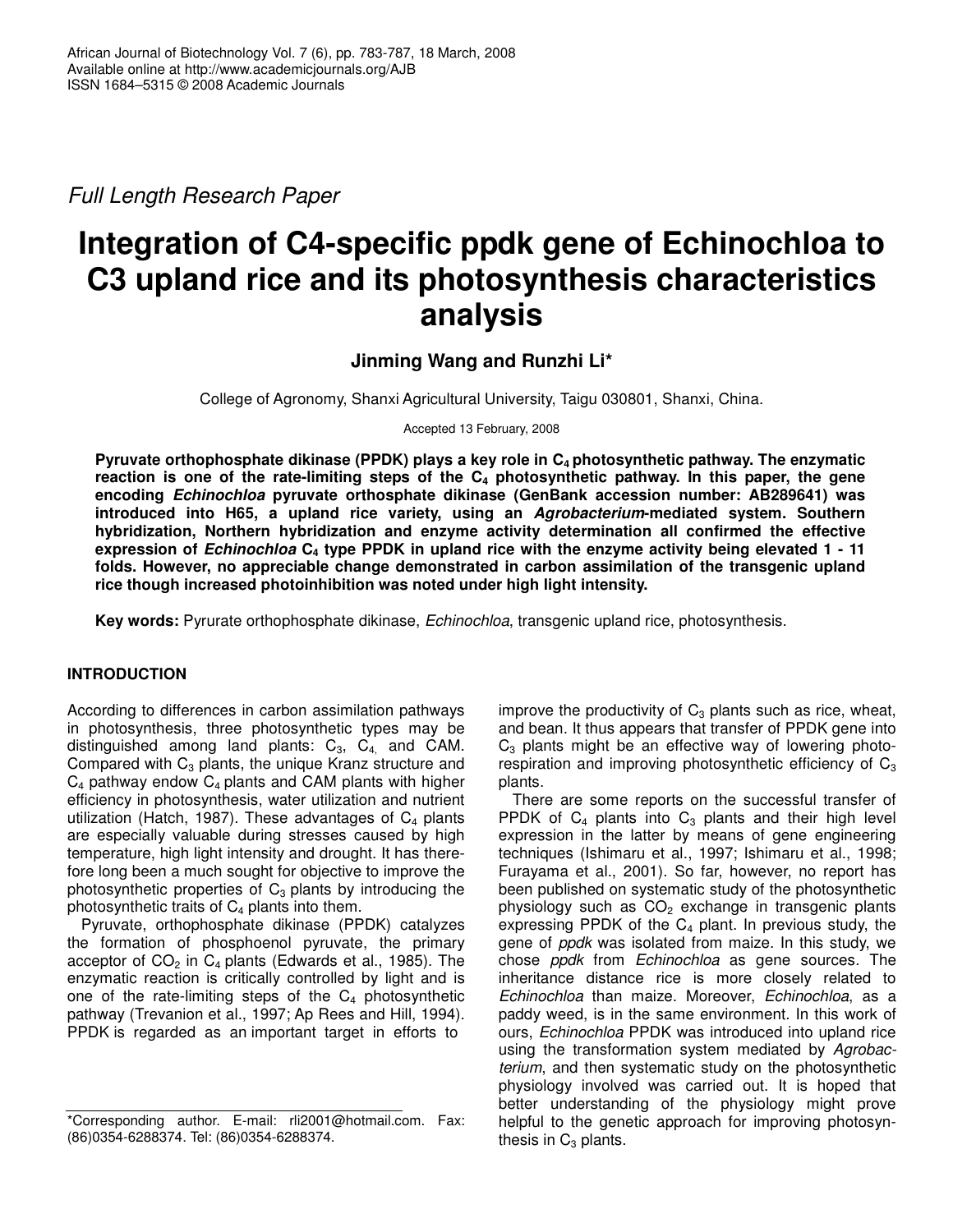*Full Length Research Paper*

# Integration of C4-specific ppdk gene of Echinochloa to C3 upland rice and its photosynthesis characteristics analysis

**Jinming Wang and Runzhi Li***

College of Agronomy, Shanxi Agricultural University, Taigu 030801, Shanxi, China.

Accepted 13 February, 2008

**Pyruvate orthophosphate dikinase (PPDK) plays a key role in $C_4$ photosynthetic pathway. The enzymatic reaction is one of the rate-limiting steps of the $C_4$ photosynthetic pathway. In this paper, the gene encoding *Echinochloa* pyruvate orthosphate dikinase (GenBank accession number: AB289641) was introduced into H65, a upland rice variety, using an *Agrobacterium*-mediated system. Southern hybridization, Northern hybridization and enzyme activity determination all confirmed the effective expression of *Echinochloa* $C_4$ type PPDK in upland rice with the enzyme activity being elevated 1 - 11 folds. However, no appreciable change demonstrated in carbon assimilation of the transgenic upland rice though increased photoinhibition was noted under high light intensity.**

**Key words:** Pyrurate orthophosphate dikinase, *Echinochloa*, transgenic upland rice, photosynthesis.

## INTRODUCTION

According to differences in carbon assimilation pathways in photosynthesis, three photosynthetic types may be distinguished among land plants: $C_3$, $C_4$, and CAM. Compared with $C_3$ plants, the unique Kranz structure and $C_4$ pathway endow $C_4$ plants and CAM plants with higher efficiency in photosynthesis, water utilization and nutrient utilization (Hatch, 1987). These advantages of $C_4$ plants are especially valuable during stresses caused by high temperature, high light intensity and drought. It has therefore long been a much sought for objective to improve the photosynthetic properties of $C_3$ plants by introducing the photosynthetic traits of $C_4$ plants into them.

Pyruvate, orthophosphate dikinase (PPDK) catalyzes the formation of phosphoenol pyruvate, the primary acceptor of $CO_2$ in $C_4$ plants (Edwards et al., 1985). The enzymatic reaction is critically controlled by light and is one of the rate-limiting steps of the $C_4$ photosynthetic pathway (Trevanion et al., 1997; Ap Rees and Hill, 1994). PPDK is regarded as an important target in efforts to improve the productivity of $C_3$ plants such as rice, wheat, and bean. It thus appears that transfer of PPDK gene into $C_3$ plants might be an effective way of lowering photorespiration and improving photosynthetic efficiency of $C_3$ plants.

There are some reports on the successful transfer of PPDK of $C_4$ plants into $C_3$ plants and their high level expression in the latter by means of gene engineering techniques (Ishimaru et al., 1997; Ishimaru et al., 1998; Furayama et al., 2001). So far, however, no report has been published on systematic study of the photosynthetic physiology such as $CO_2$ exchange in transgenic plants expressing PPDK of the $C_4$ plant. In previous study, the gene of *ppdk* was isolated from maize. In this study, we chose *ppdk* from *Echinochloa* as gene sources. The inheritance distance rice is more closely related to *Echinochloa* than maize. Moreover, *Echinochloa*, as a paddy weed, is in the same environment. In this work of ours, *Echinochloa* PPDK was introduced into upland rice using the transformation system mediated by *Agrobacterium*, and then systematic study on the photosynthetic physiology involved was carried out. It is hoped that better understanding of the physiology might prove helpful to the genetic approach for improving photosynthesis in $C_3$ plants.

*Corresponding author. E-mail: rli2001@hotmail.com. Fax: (86)0354-6288374. Tel: (86)0354-6288374.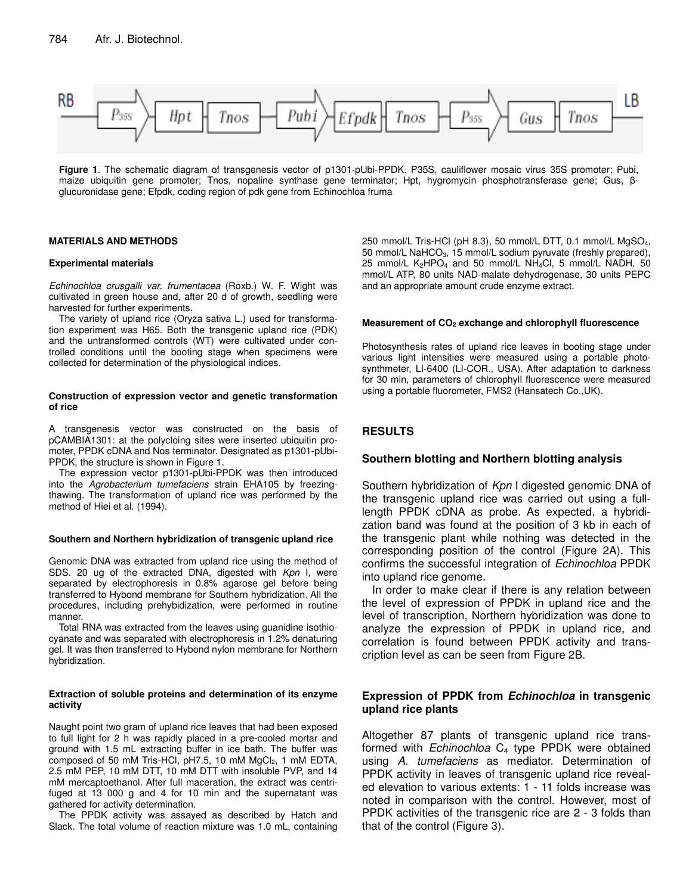**Figure 1**. The schematic diagram of transgenesis vector of p1301-pUbi-PPDK. P35S, cauliflower mosaic virus 35S promoter; Pubi, maize ubiquitin gene promoter; Tnos, nopaline synthase gene terminator; Hpt, hygromycin phosphotransferase gene; Gus, β-glucuronidase gene; Efpdk, coding region of pdk gene from Echinochloa fruma

## MATERIALS AND METHODS

### Experimental materials

*Echinochloa crusgalli var. frumentacea* (Roxb.) W. F. Wight was cultivated in green house and, after 20 d of growth, seedling were harvested for further experiments.

The variety of upland rice (Oryza sativa L.) used for transformation experiment was H65. Both the transgenic upland rice (PDK) and the untransformed controls (WT) were cultivated under controlled conditions until the booting stage when specimens were collected for determination of the physiological indices.

### Construction of expression vector and genetic transformation of rice

A transgenesis vector was constructed on the basis of pCAMBIA1301: at the polycloing sites were inserted ubiquitin promoter, PPDK cDNA and Nos terminator. Designated as p1301-pUbi-PPDK, the structure is shown in Figure 1.

The expression vector p1301-pUbi-PPDK was then introduced into the *Agrobacterium tumefaciens* strain EHA105 by freezing-thawing. The transformation of upland rice was performed by the method of Hiei et al. (1994).

### Southern and Northern hybridization of transgenic upland rice

Genomic DNA was extracted from upland rice using the method of SDS. 20 ug of the extracted DNA, digested with *Kpn* I, were separated by electrophoresis in 0.8% agarose gel before being transferred to Hybond membrane for Southern hybridization. All the procedures, including prehybidization, were performed in routine manner.

Total RNA was extracted from the leaves using guanidine isothiocyanate and was separated with electrophoresis in 1.2% denaturing gel. It was then transferred to Hybond nylon membrane for Northern hybridization.

### Extraction of soluble proteins and determination of its enzyme activity

Naught point two gram of upland rice leaves that had been exposed to full light for 2 h was rapidly placed in a pre-cooled mortar and ground with 1.5 mL extracting buffer in ice bath. The buffer was composed of 50 mM Tris-HCl, pH7.5, 10 mM $MgCl_2$, 1 mM EDTA, 2.5 mM PEP, 10 mM DTT, 10 mM DTT with insoluble PVP, and 14 mM mercaptoethanol. After full maceration, the extract was centrifuged at 13 000 g and 4 for 10 min and the supernatant was gathered for activity determination.

The PPDK activity was assayed as described by Hatch and Slack. The total volume of reaction mixture was 1.0 mL, containing 250 mmol/L Tris-HCl (pH 8.3), 50 mmol/L DTT, 0.1 mmol/L $MgSO_4$, 50 mmol/L $NaHCO_3$, 15 mmol/L sodium pyruvate (freshly prepared), 25 mmol/L $K_2HPO_4$ and 50 mmol/L $NH_4Cl$, 5 mmol/L NADH, 50 mmol/L ATP, 80 units NAD-malate dehydrogenase, 30 units PEPC and an appropriate amount crude enzyme extract.

### Measurement of $CO_2$ exchange and chlorophyll fluorescence

Photosynthesis rates of upland rice leaves in booting stage under various light intensities were measured using a portable photosynthemeter, LI-6400 (LI-COR., USA). After adaptation to darkness for 30 min, parameters of chlorophyll fluorescence were measured using a portable fluorometer, FMS2 (Hansatech Co.,UK).

## RESULTS

### Southern blotting and Northern blotting analysis

Southern hybridization of *Kpn* I digested genomic DNA of the transgenic upland rice was carried out using a full-length PPDK cDNA as probe. As expected, a hybridization band was found at the position of 3 kb in each of the transgenic plant while nothing was detected in the corresponding position of the control (Figure 2A). This confirms the successful integration of *Echinochloa* PPDK into upland rice genome.

In order to make clear if there is any relation between the level of expression of PPDK in upland rice and the level of transcription, Northern hybridization was done to analyze the expression of PPDK in upland rice, and correlation is found between PPDK activity and transcription level as can be seen from Figure 2B.

### Expression of PPDK from *Echinochloa* in transgenic upland rice plants

Altogether 87 plants of transgenic upland rice transformed with *Echinochloa* $C_4$ type PPDK were obtained using *A. tumefaciens* as mediator. Determination of PPDK activity in leaves of transgenic upland rice revealed elevation to various extents: 1 - 11 folds increase was noted in comparison with the control. However, most of PPDK activities of the transgenic rice are 2 - 3 folds than that of the control (Figure 3).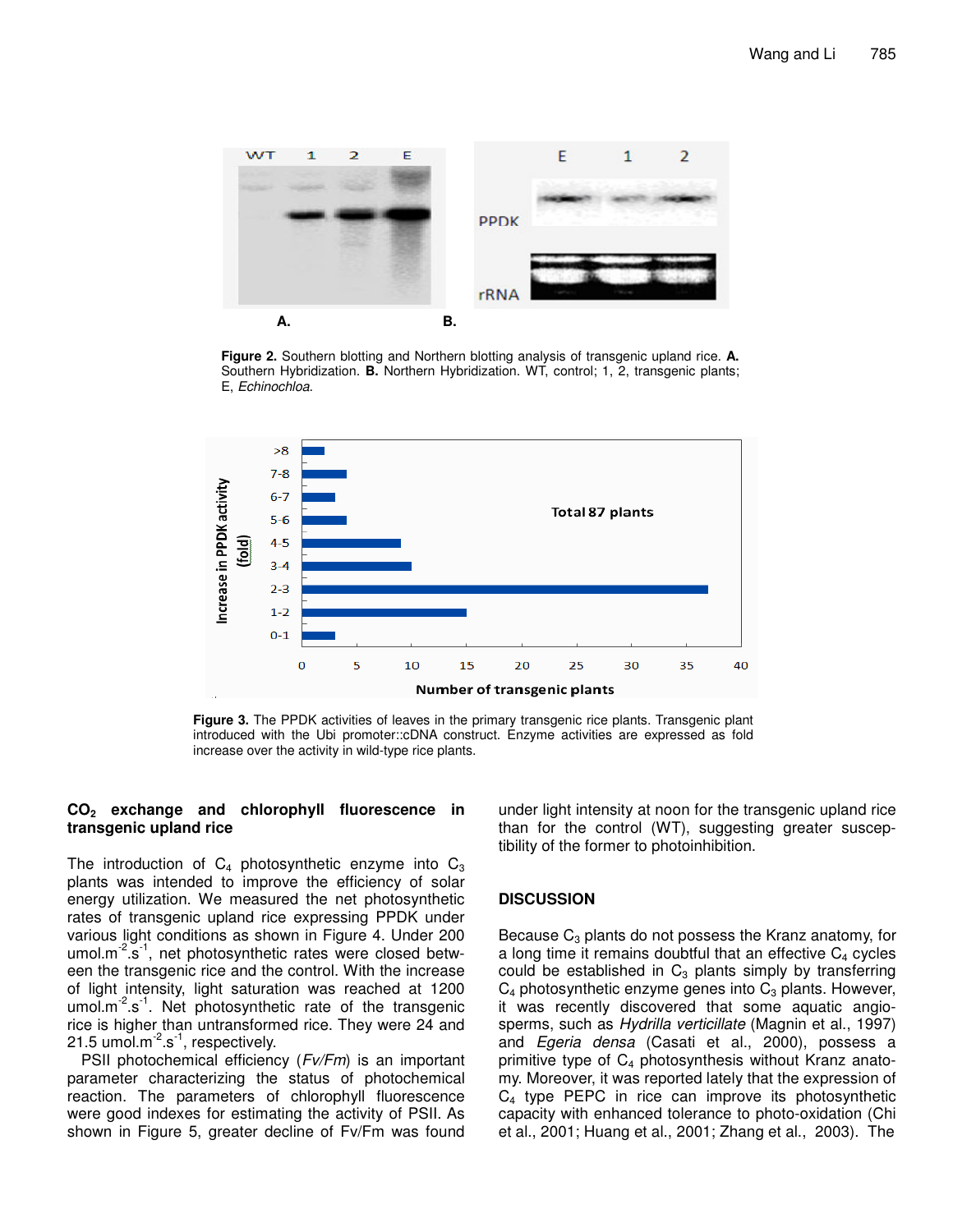**Figure 2.** Southern blotting and Northern blotting analysis of transgenic upland rice. **A.** Southern Hybridization. **B.** Northern Hybridization. WT, control; 1, 2, transgenic plants; E, *Echinochloa.*

**Figure 3.** The PPDK activities of leaves in the primary transgenic rice plants. Transgenic plant introduced with the Ubi promoter::cDNA construct. Enzyme activities are expressed as fold increase over the activity in wild-type rice plants.

**$CO_2$ exchange and chlorophyll fluorescence in transgenic upland rice**

The introduction of $C_4$ photosynthetic enzyme into $C_3$ plants was intended to improve the efficiency of solar energy utilization. We measured the net photosynthetic rates of transgenic upland rice expressing PPDK under various light conditions as shown in Figure 4. Under 200 umol.m$^{-2}$.s$^{-1}$, net photosynthetic rates were closed between the transgenic rice and the control. With the increase of light intensity, light saturation was reached at 1200 umol.m$^{-2}$.s$^{-1}$. Net photosynthetic rate of the transgenic rice is higher than untransformed rice. They were 24 and 21.5 umol.m$^{-2}$.s$^{-1}$, respectively.

PSII photochemical efficiency (*Fv/Fm*) is an important parameter characterizing the status of photochemical reaction. The parameters of chlorophyll fluorescence were good indexes for estimating the activity of PSII. As shown in Figure 5, greater decline of Fv/Fm was found under light intensity at noon for the transgenic upland rice than for the control (WT), suggesting greater susceptibility of the former to photoinhibition.

## DISCUSSION

Because $C_3$ plants do not possess the Kranz anatomy, for a long time it remains doubtful that an effective $C_4$ cycles could be established in $C_3$ plants simply by transferring $C_4$ photosynthetic enzyme genes into $C_3$ plants. However, it was recently discovered that some aquatic angiosperms, such as *Hydrilla verticillate* (Magnin et al., 1997) and *Egeria densa* (Casati et al., 2000), possess a primitive type of $C_4$ photosynthesis without Kranz anatomy. Moreover, it was reported lately that the expression of $C_4$ type PEPC in rice can improve its photosynthetic capacity with enhanced tolerance to photo-oxidation (Chi et al., 2001; Huang et al., 2001; Zhang et al., 2003). The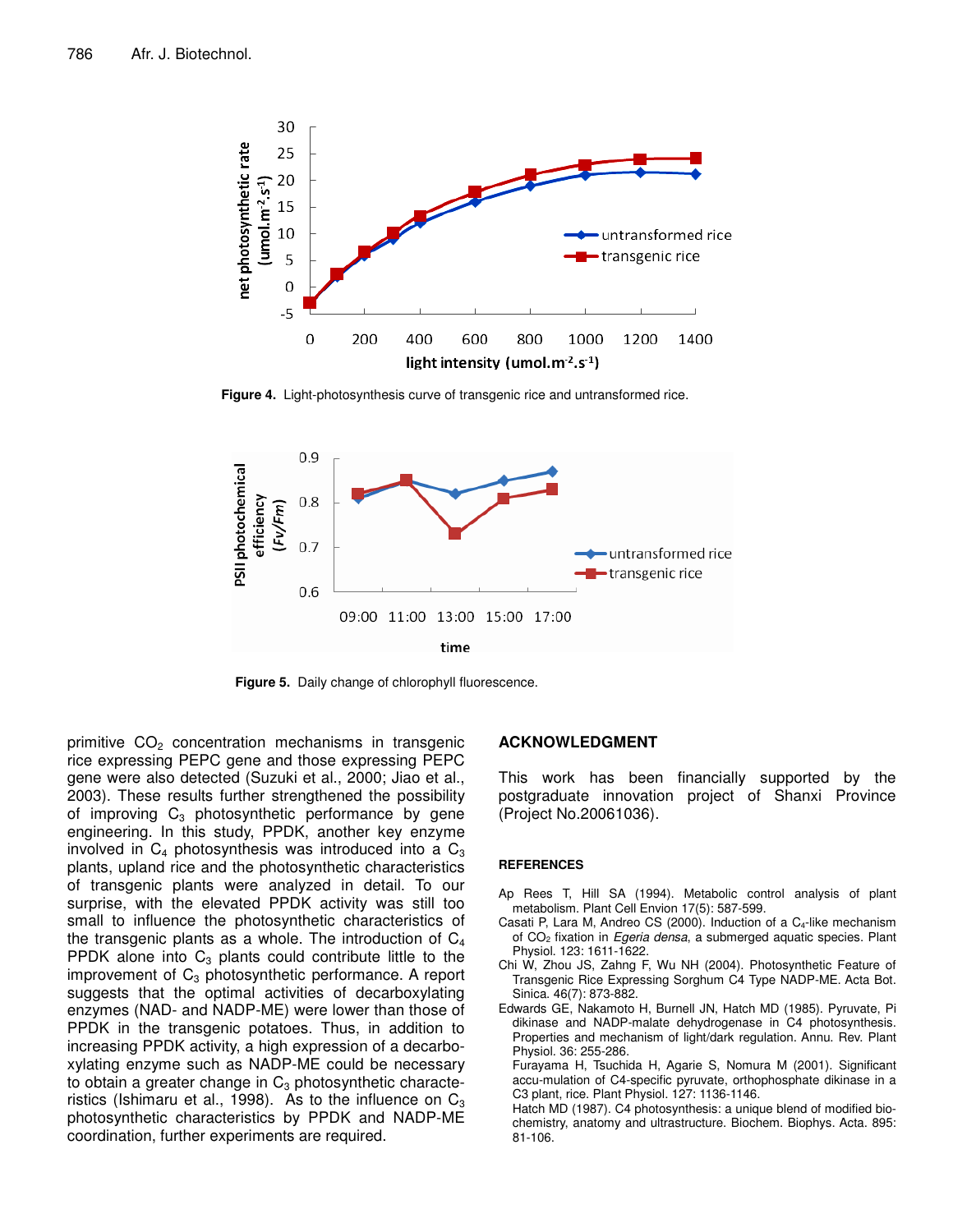Figure 4. Light-photosynthesis curve of transgenic rice and untransformed rice.

Figure 5. Daily change of chlorophyll fluorescence.

primitive $CO_2$ concentration mechanisms in transgenic rice expressing PEPC gene and those expressing PEPC gene were also detected (Suzuki et al., 2000; Jiao et al., 2003). These results further strengthened the possibility of improving $C_3$ photosynthetic performance by gene engineering. In this study, PPDK, another key enzyme involved in $C_4$ photosynthesis was introduced into a $C_3$ plants, upland rice and the photosynthetic characteristics of transgenic plants were analyzed in detail. To our surprise, with the elevated PPDK activity was still too small to influence the photosynthetic characteristics of the transgenic plants as a whole. The introduction of $C_4$ PPDK alone into $C_3$ plants could contribute little to the improvement of $C_3$ photosynthetic performance. A report suggests that the optimal activities of decarboxylating enzymes (NAD- and NADP-ME) were lower than those of PPDK in the transgenic potatoes. Thus, in addition to increasing PPDK activity, a high expression of a decarboxylating enzyme such as NADP-ME could be necessary to obtain a greater change in $C_3$ photosynthetic characteristics (Ishimaru et al., 1998). As to the influence on $C_3$ photosynthetic characteristics by PPDK and NADP-ME coordination, further experiments are required.

## ACKNOWLEDGMENT

This work has been financially supported by the postgraduate innovation project of Shanxi Province (Project No.20061036).

## REFERENCES

Ap Rees T, Hill SA (1994). Metabolic control analysis of plant metabolism. Plant Cell Envion 17(5): 587-599.

Casati P, Lara M, Andreo CS (2000). Induction of a $C_4$-like mechanism of $CO_2$ fixation in *Egeria densa*, a submerged aquatic species. Plant Physiol. 123: 1611-1622.

Chi W, Zhou JS, Zahng F, Wu NH (2004). Photosynthetic Feature of Transgenic Rice Expressing Sorghum C4 Type NADP-ME. Acta Bot. Sinica. 46(7): 873-882.

Edwards GE, Nakamoto H, Burnell JN, Hatch MD (1985). Pyruvate, Pi dikinase and NADP-malate dehydrogenase in C4 photosynthesis. Properties and mechanism of light/dark regulation. Annu. Rev. Plant Physiol. 36: 255-286.

Furayama H, Tsuchida H, Agarie S, Nomura M (2001). Significant accu-mulation of C4-specific pyruvate, orthophosphate dikinase in a C3 plant, rice. Plant Physiol. 127: 1136-1146.

Hatch MD (1987). C4 photosynthesis: a unique blend of modified bio-chemistry, anatomy and ultrastructure. Biochem. Biophys. Acta. 895: 81-106.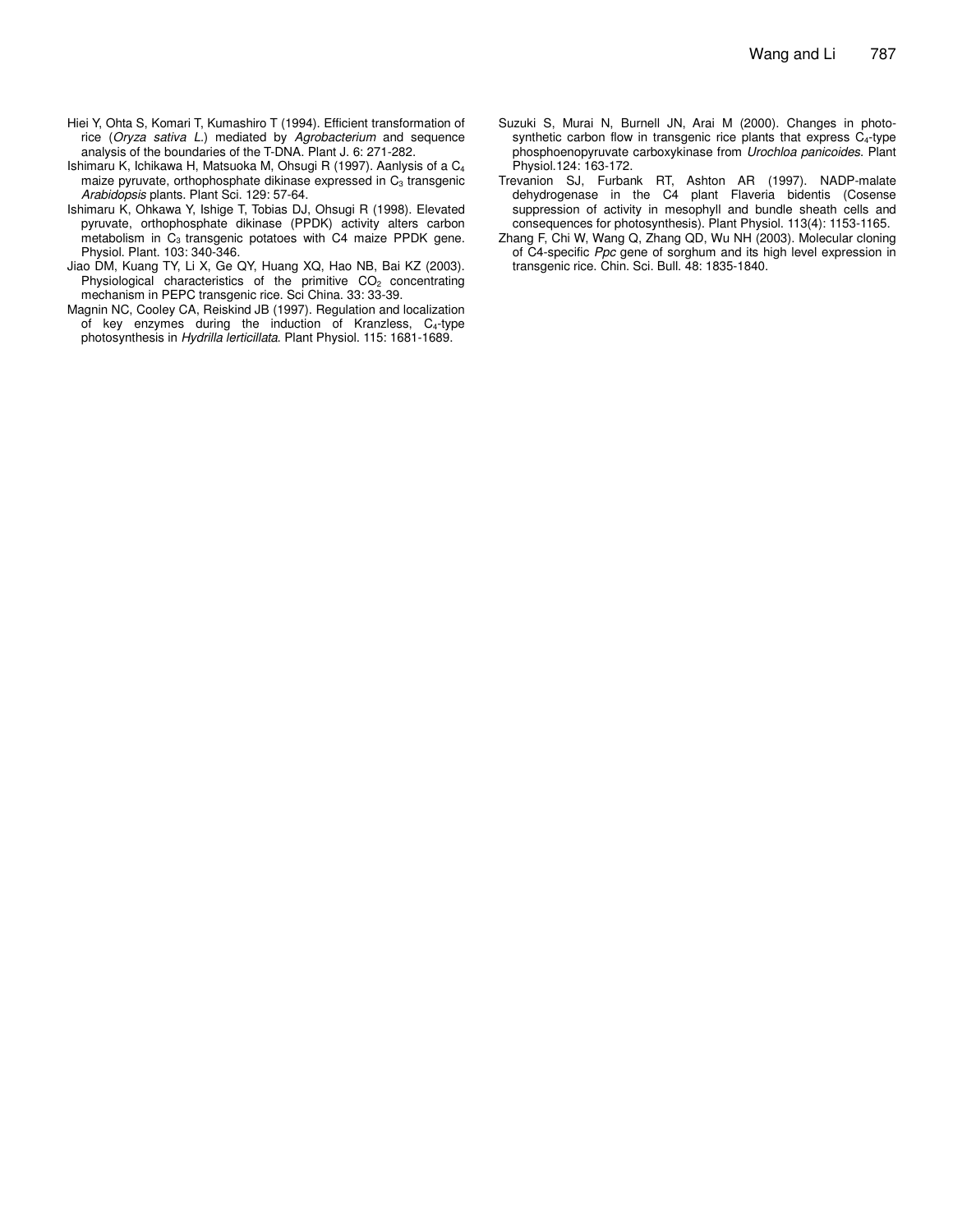Hiei Y, Ohta S, Komari T, Kumashiro T (1994). Efficient transformation of rice (*Oryza sativa L.*) mediated by *Agrobacterium* and sequence analysis of the boundaries of the T-DNA. Plant J. 6: 271-282.

Ishimaru K, Ichikawa H, Matsuoka M, Ohsugi R (1997). Aanlysis of a $C_4$ maize pyruvate, orthophosphate dikinase expressed in $C_3$ transgenic *Arabidopsis* plants. Plant Sci. 129: 57-64.

Ishimaru K, Ohkawa Y, Ishige T, Tobias DJ, Ohsugi R (1998). Elevated pyruvate, orthophosphate dikinase (PPDK) activity alters carbon metabolism in $C_3$ transgenic potatoes with C4 maize PPDK gene. Physiol. Plant. 103: 340-346.

Jiao DM, Kuang TY, Li X, Ge QY, Huang XQ, Hao NB, Bai KZ (2003). Physiological characteristics of the primitive $CO_2$ concentrating mechanism in PEPC transgenic rice. Sci China. 33: 33-39.

Magnin NC, Cooley CA, Reiskind JB (1997). Regulation and localization of key enzymes during the induction of Kranzless, $C_4$-type photosynthesis in *Hydrilla lerticillata*. Plant Physiol. 115: 1681-1689.

Suzuki S, Murai N, Burnell JN, Arai M (2000). Changes in photosynthetic carbon flow in transgenic rice plants that express $C_4$-type phosphoenopyruvate carboxykinase from *Urochloa panicoides*. Plant Physiol.124: 163-172.

Trevanion SJ, Furbank RT, Ashton AR (1997). NADP-malate dehydrogenase in the C4 plant Flaveria bidentis (Cosense suppression of activity in mesophyll and bundle sheath cells and consequences for photosynthesis). Plant Physiol. 113(4): 1153-1165.

Zhang F, Chi W, Wang Q, Zhang QD, Wu NH (2003). Molecular cloning of C4-specific *Ppc* gene of sorghum and its high level expression in transgenic rice. Chin. Sci. Bull. 48: 1835-1840.